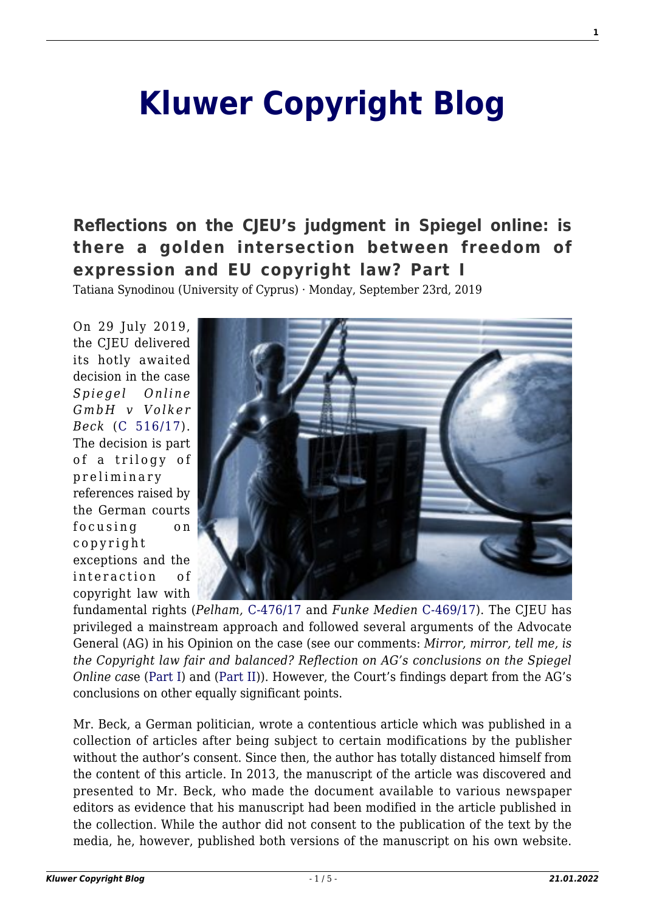# Kluwer Copyright Blog

## Reflections on the CJEU's judgment in Spiegel online: is there a golden intersection between freedom of expression and EU copyright law? Part I

Tatiana Synodinou (University of Cyprus) · Monday, September 23rd, 2019

On 29 July 2019, the CJEU delivered its hotly awaited decision in the case *Spiegel Online GmbH v Volker Beck* (C 516/17). The decision is part of a trilogy of preliminary references raised by the German courts focusing on copyright exceptions and the interaction of copyright law with fundamental rights (*Pelham,* C-476/17 and *Funke Medien* C-469/17). The CJEU has privileged a mainstream approach and followed several arguments of the Advocate General (AG) in his Opinion on the case (see our comments: *Mirror, mirror, tell me, is the Copyright law fair and balanced? Reflection on AG's conclusions on the Spiegel Online case* (Part I) and (Part II)). However, the Court's findings depart from the AG's conclusions on other equally significant points.

Mr. Beck, a German politician, wrote a contentious article which was published in a collection of articles after being subject to certain modifications by the publisher without the author's consent. Since then, the author has totally distanced himself from the content of this article. In 2013, the manuscript of the article was discovered and presented to Mr. Beck, who made the document available to various newspaper editors as evidence that his manuscript had been modified in the article published in the collection. While the author did not consent to the publication of the text by the media, he, however, published both versions of the manuscript on his own website.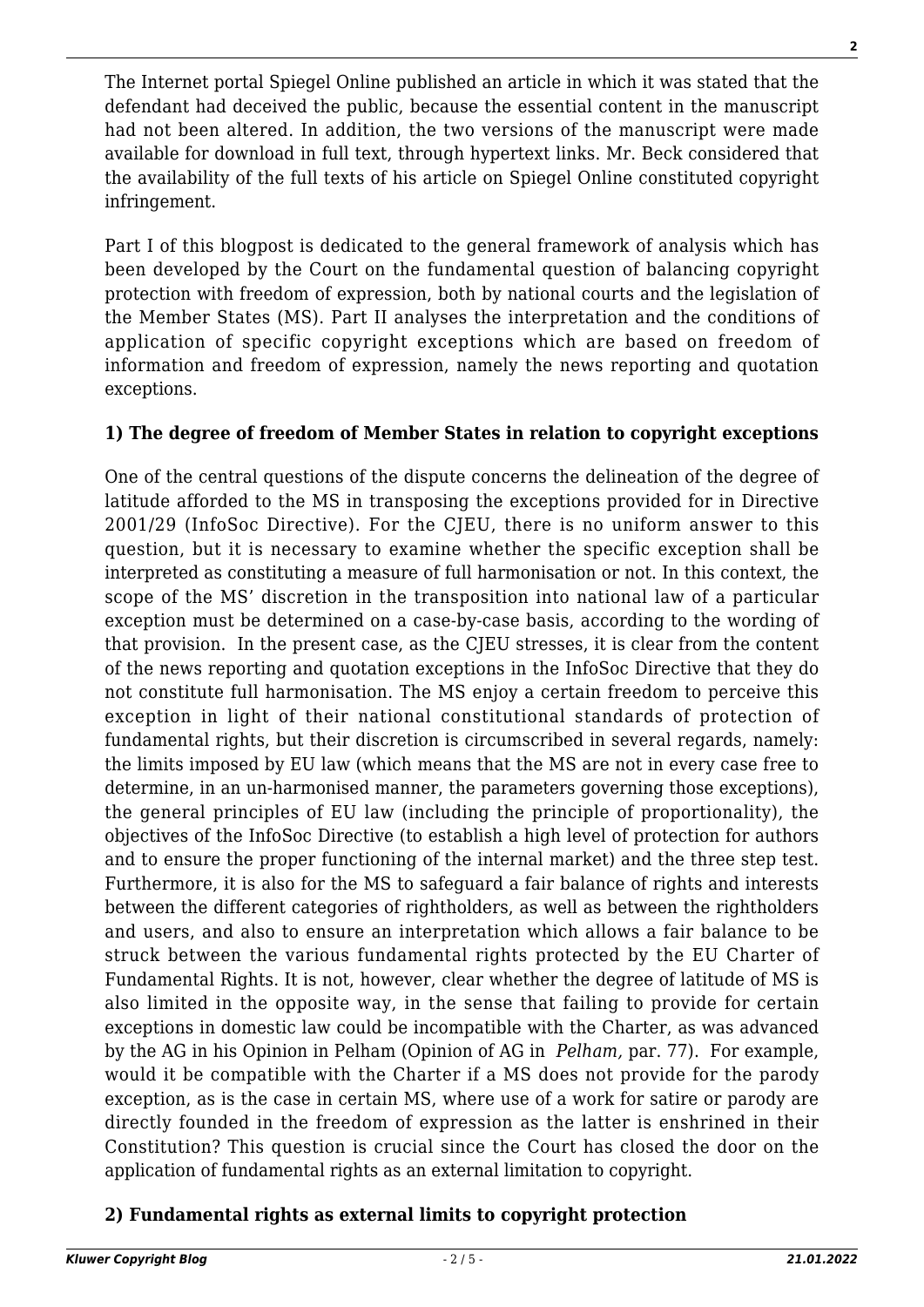The Internet portal Spiegel Online published an article in which it was stated that the defendant had deceived the public, because the essential content in the manuscript had not been altered. In addition, the two versions of the manuscript were made available for download in full text, through hypertext links. Mr. Beck considered that the availability of the full texts of his article on Spiegel Online constituted copyright infringement.

Part I of this blogpost is dedicated to the general framework of analysis which has been developed by the Court on the fundamental question of balancing copyright protection with freedom of expression, both by national courts and the legislation of the Member States (MS). Part II analyses the interpretation and the conditions of application of specific copyright exceptions which are based on freedom of information and freedom of expression, namely the news reporting and quotation exceptions.

**1) The degree of freedom of Member States in relation to copyright exceptions**

One of the central questions of the dispute concerns the delineation of the degree of latitude afforded to the MS in transposing the exceptions provided for in Directive 2001/29 (InfoSoc Directive). For the CJEU, there is no uniform answer to this question, but it is necessary to examine whether the specific exception shall be interpreted as constituting a measure of full harmonisation or not. In this context, the scope of the MS' discretion in the transposition into national law of a particular exception must be determined on a case-by-case basis, according to the wording of that provision. In the present case, as the CJEU stresses, it is clear from the content of the news reporting and quotation exceptions in the InfoSoc Directive that they do not constitute full harmonisation. The MS enjoy a certain freedom to perceive this exception in light of their national constitutional standards of protection of fundamental rights, but their discretion is circumscribed in several regards, namely: the limits imposed by EU law (which means that the MS are not in every case free to determine, in an un-harmonised manner, the parameters governing those exceptions), the general principles of EU law (including the principle of proportionality), the objectives of the InfoSoc Directive (to establish a high level of protection for authors and to ensure the proper functioning of the internal market) and the three step test. Furthermore, it is also for the MS to safeguard a fair balance of rights and interests between the different categories of rightholders, as well as between the rightholders and users, and also to ensure an interpretation which allows a fair balance to be struck between the various fundamental rights protected by the EU Charter of Fundamental Rights. It is not, however, clear whether the degree of latitude of MS is also limited in the opposite way, in the sense that failing to provide for certain exceptions in domestic law could be incompatible with the Charter, as was advanced by the AG in his Opinion in Pelham (Opinion of AG in *Pelham,* par. 77). For example, would it be compatible with the Charter if a MS does not provide for the parody exception, as is the case in certain MS, where use of a work for satire or parody are directly founded in the freedom of expression as the latter is enshrined in their Constitution? This question is crucial since the Court has closed the door on the application of fundamental rights as an external limitation to copyright.

**2) Fundamental rights as external limits to copyright protection**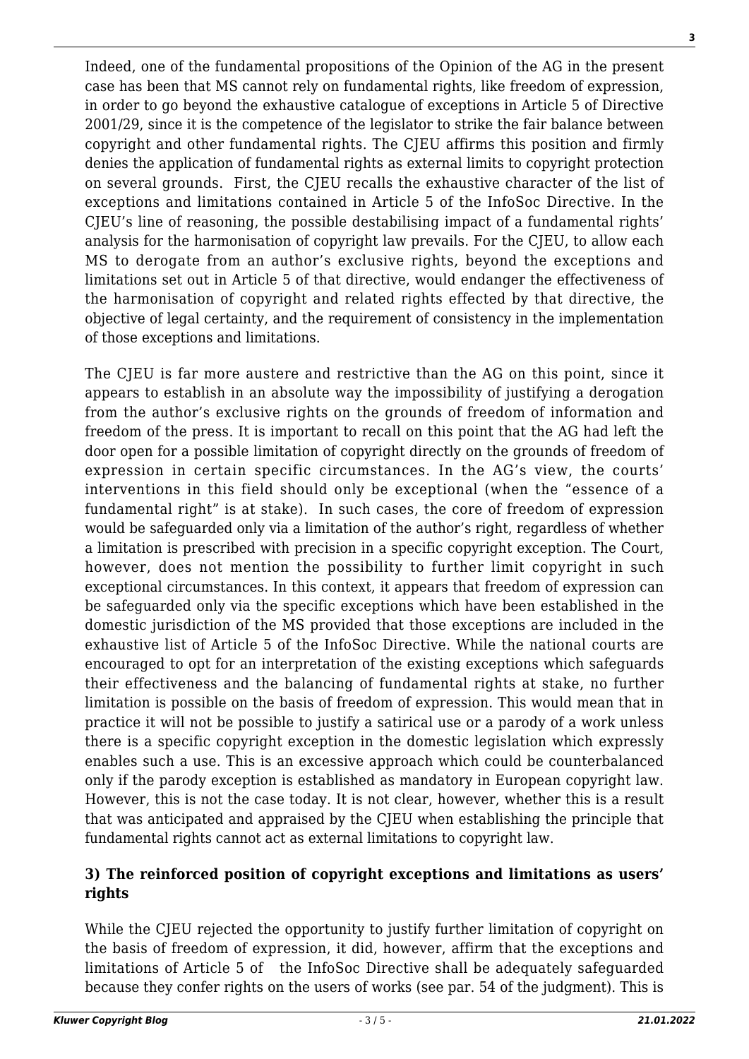Indeed, one of the fundamental propositions of the Opinion of the AG in the present case has been that MS cannot rely on fundamental rights, like freedom of expression, in order to go beyond the exhaustive catalogue of exceptions in Article 5 of Directive 2001/29, since it is the competence of the legislator to strike the fair balance between copyright and other fundamental rights. The CJEU affirms this position and firmly denies the application of fundamental rights as external limits to copyright protection on several grounds. First, the CJEU recalls the exhaustive character of the list of exceptions and limitations contained in Article 5 of the InfoSoc Directive. In the CJEU's line of reasoning, the possible destabilising impact of a fundamental rights' analysis for the harmonisation of copyright law prevails. For the CJEU, to allow each MS to derogate from an author's exclusive rights, beyond the exceptions and limitations set out in Article 5 of that directive, would endanger the effectiveness of the harmonisation of copyright and related rights effected by that directive, the objective of legal certainty, and the requirement of consistency in the implementation of those exceptions and limitations.

The CJEU is far more austere and restrictive than the AG on this point, since it appears to establish in an absolute way the impossibility of justifying a derogation from the author's exclusive rights on the grounds of freedom of information and freedom of the press. It is important to recall on this point that the AG had left the door open for a possible limitation of copyright directly on the grounds of freedom of expression in certain specific circumstances. In the AG's view, the courts' interventions in this field should only be exceptional (when the "essence of a fundamental right" is at stake). In such cases, the core of freedom of expression would be safeguarded only via a limitation of the author's right, regardless of whether a limitation is prescribed with precision in a specific copyright exception. The Court, however, does not mention the possibility to further limit copyright in such exceptional circumstances. In this context, it appears that freedom of expression can be safeguarded only via the specific exceptions which have been established in the domestic jurisdiction of the MS provided that those exceptions are included in the exhaustive list of Article 5 of the InfoSoc Directive. While the national courts are encouraged to opt for an interpretation of the existing exceptions which safeguards their effectiveness and the balancing of fundamental rights at stake, no further limitation is possible on the basis of freedom of expression. This would mean that in practice it will not be possible to justify a satirical use or a parody of a work unless there is a specific copyright exception in the domestic legislation which expressly enables such a use. This is an excessive approach which could be counterbalanced only if the parody exception is established as mandatory in European copyright law. However, this is not the case today. It is not clear, however, whether this is a result that was anticipated and appraised by the CJEU when establishing the principle that fundamental rights cannot act as external limitations to copyright law.

### 3) The reinforced position of copyright exceptions and limitations as users' rights

While the CJEU rejected the opportunity to justify further limitation of copyright on the basis of freedom of expression, it did, however, affirm that the exceptions and limitations of Article 5 of the InfoSoc Directive shall be adequately safeguarded because they confer rights on the users of works (see par. 54 of the judgment). This is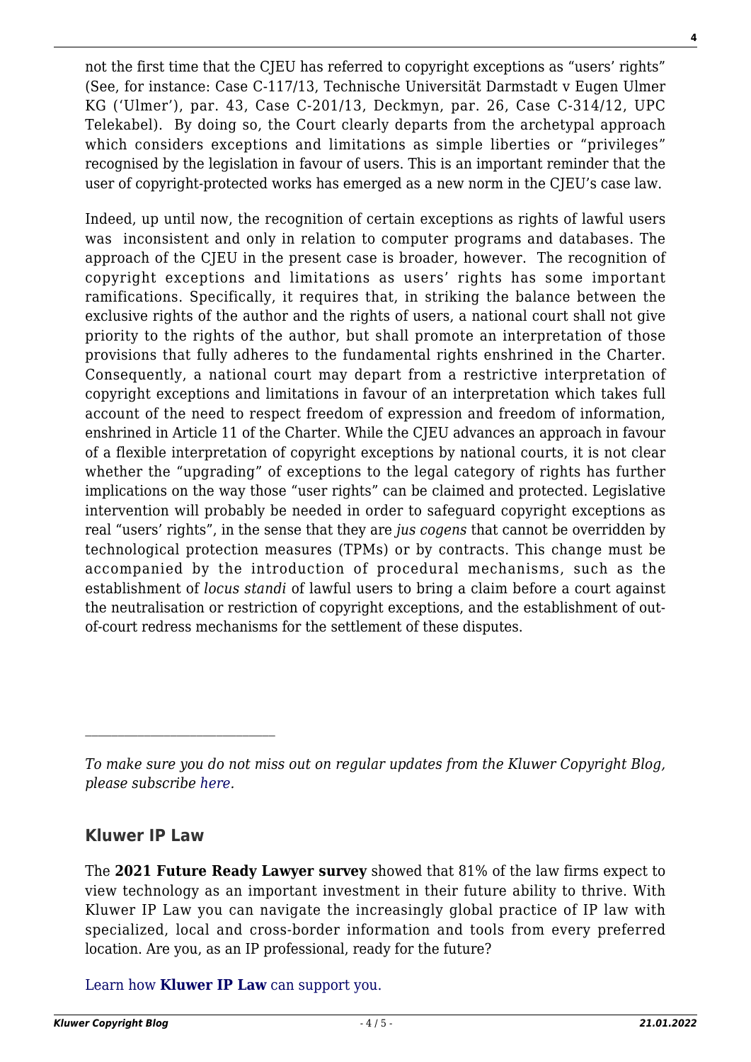not the first time that the CJEU has referred to copyright exceptions as "users' rights" (See, for instance: Case C-117/13, Technische Universität Darmstadt v Eugen Ulmer KG ('Ulmer'), par. 43, Case C-201/13, Deckmyn, par. 26, Case C-314/12, UPC Telekabel). By doing so, the Court clearly departs from the archetypal approach which considers exceptions and limitations as simple liberties or "privileges" recognised by the legislation in favour of users. This is an important reminder that the user of copyright-protected works has emerged as a new norm in the CJEU's case law.

Indeed, up until now, the recognition of certain exceptions as rights of lawful users was inconsistent and only in relation to computer programs and databases. The approach of the CJEU in the present case is broader, however. The recognition of copyright exceptions and limitations as users' rights has some important ramifications. Specifically, it requires that, in striking the balance between the exclusive rights of the author and the rights of users, a national court shall not give priority to the rights of the author, but shall promote an interpretation of those provisions that fully adheres to the fundamental rights enshrined in the Charter. Consequently, a national court may depart from a restrictive interpretation of copyright exceptions and limitations in favour of an interpretation which takes full account of the need to respect freedom of expression and freedom of information, enshrined in Article 11 of the Charter. While the CJEU advances an approach in favour of a flexible interpretation of copyright exceptions by national courts, it is not clear whether the "upgrading" of exceptions to the legal category of rights has further implications on the way those "user rights" can be claimed and protected. Legislative intervention will probably be needed in order to safeguard copyright exceptions as real "users' rights", in the sense that they are *jus cogens* that cannot be overridden by technological protection measures (TPMs) or by contracts. This change must be accompanied by the introduction of procedural mechanisms, such as the establishment of *locus standi* of lawful users to bring a claim before a court against the neutralisation or restriction of copyright exceptions, and the establishment of out-of-court redress mechanisms for the settlement of these disputes.

---

*To make sure you do not miss out on regular updates from the Kluwer Copyright Blog, please subscribe here.*

## Kluwer IP Law

The **2021 Future Ready Lawyer survey** showed that 81% of the law firms expect to view technology as an important investment in their future ability to thrive. With Kluwer IP Law you can navigate the increasingly global practice of IP law with specialized, local and cross-border information and tools from every preferred location. Are you, as an IP professional, ready for the future?

Learn how **Kluwer IP Law** can support you.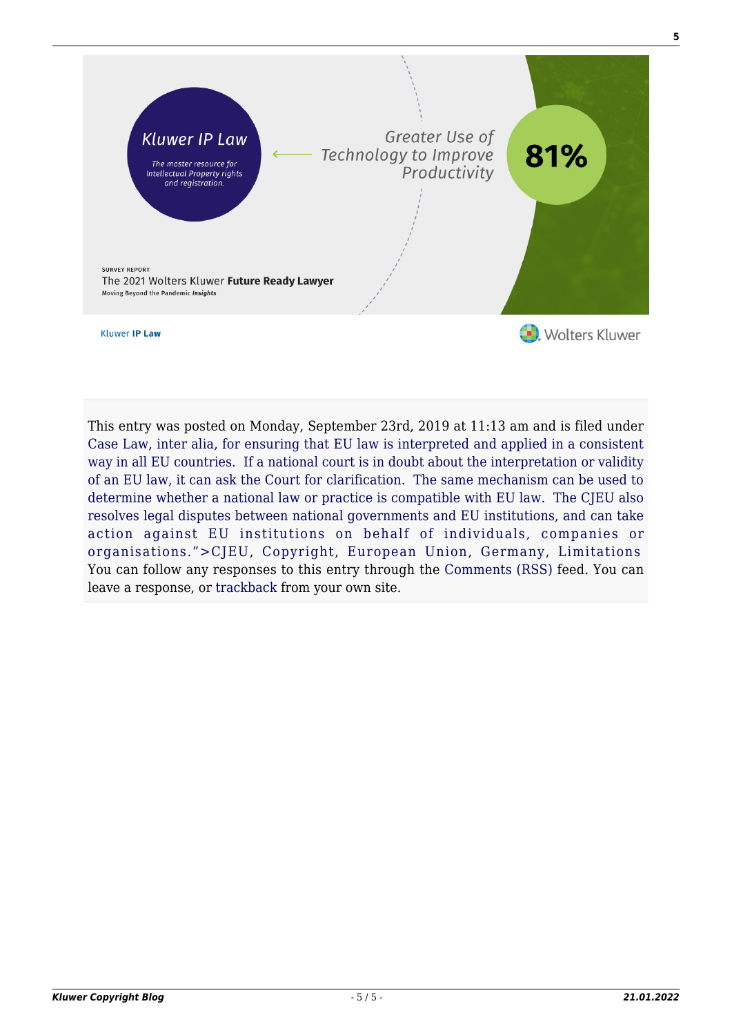Kluwer IP Law

The master resource for Intellectual Property rights and registration.

Greater Use of Technology to Improve Productivity

81%

SURVEY REPORT

The 2021 Wolters Kluwer **Future Ready Lawyer**

Moving Beyond the Pandemic ***Insights***

Kluwer **IP Law**

Wolters Kluwer

This entry was posted on Monday, September 23rd, 2019 at 11:13 am and is filed under Case Law, inter alia, for ensuring that EU law is interpreted and applied in a consistent way in all EU countries. If a national court is in doubt about the interpretation or validity of an EU law, it can ask the Court for clarification. The same mechanism can be used to determine whether a national law or practice is compatible with EU law. The CJEU also resolves legal disputes between national governments and EU institutions, and can take action against EU institutions on behalf of individuals, companies or organisations.">CJEU, Copyright, European Union, Germany, Limitations
You can follow any responses to this entry through the Comments (RSS) feed. You can leave a response, or trackback from your own site.